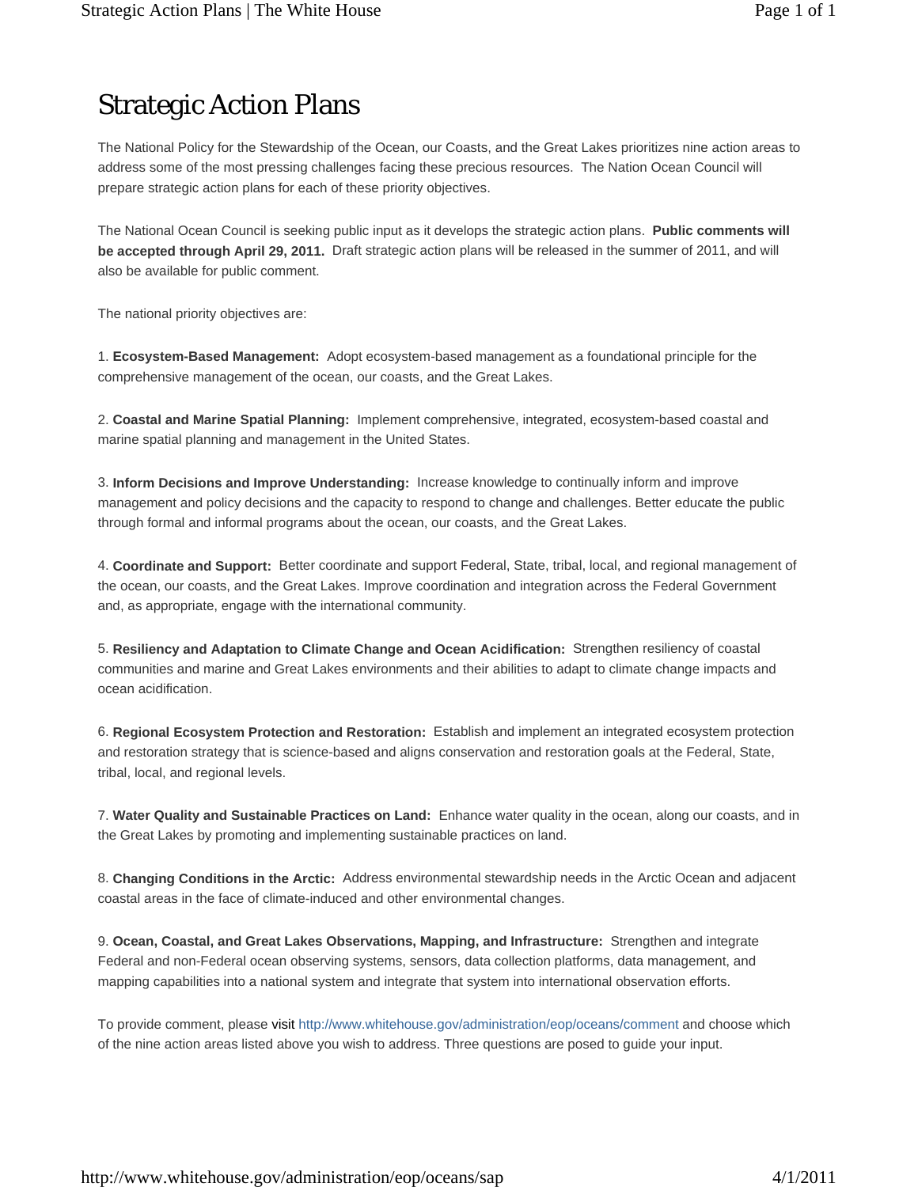# Strategic Action Plans

The National Policy for the Stewardship of the Ocean, our Coasts, and the Great Lakes prioritizes nine action areas to address some of the most pressing challenges facing these precious resources. The Nation Ocean Council will prepare strategic action plans for each of these priority objectives.

The National Ocean Council is seeking public input as it develops the strategic action plans. **Public comments will be accepted through April 29, 2011.** Draft strategic action plans will be released in the summer of 2011, and will also be available for public comment.

The national priority objectives are:

1. **Ecosystem-Based Management:** Adopt ecosystem-based management as a foundational principle for the comprehensive management of the ocean, our coasts, and the Great Lakes.

2. **Coastal and Marine Spatial Planning:** Implement comprehensive, integrated, ecosystem-based coastal and marine spatial planning and management in the United States.

3. **Inform Decisions and Improve Understanding:** Increase knowledge to continually inform and improve management and policy decisions and the capacity to respond to change and challenges. Better educate the public through formal and informal programs about the ocean, our coasts, and the Great Lakes.

4. **Coordinate and Support:** Better coordinate and support Federal, State, tribal, local, and regional management of the ocean, our coasts, and the Great Lakes. Improve coordination and integration across the Federal Government and, as appropriate, engage with the international community.

5. **Resiliency and Adaptation to Climate Change and Ocean Acidification:** Strengthen resiliency of coastal communities and marine and Great Lakes environments and their abilities to adapt to climate change impacts and ocean acidification.

6. **Regional Ecosystem Protection and Restoration:** Establish and implement an integrated ecosystem protection and restoration strategy that is science-based and aligns conservation and restoration goals at the Federal, State, tribal, local, and regional levels.

7. **Water Quality and Sustainable Practices on Land:** Enhance water quality in the ocean, along our coasts, and in the Great Lakes by promoting and implementing sustainable practices on land.

8. **Changing Conditions in the Arctic:** Address environmental stewardship needs in the Arctic Ocean and adjacent coastal areas in the face of climate-induced and other environmental changes.

9. **Ocean, Coastal, and Great Lakes Observations, Mapping, and Infrastructure:** Strengthen and integrate Federal and non-Federal ocean observing systems, sensors, data collection platforms, data management, and mapping capabilities into a national system and integrate that system into international observation efforts.

To provide comment, please visit http://www.whitehouse.gov/administration/eop/oceans/comment and choose which of the nine action areas listed above you wish to address. Three questions are posed to guide your input.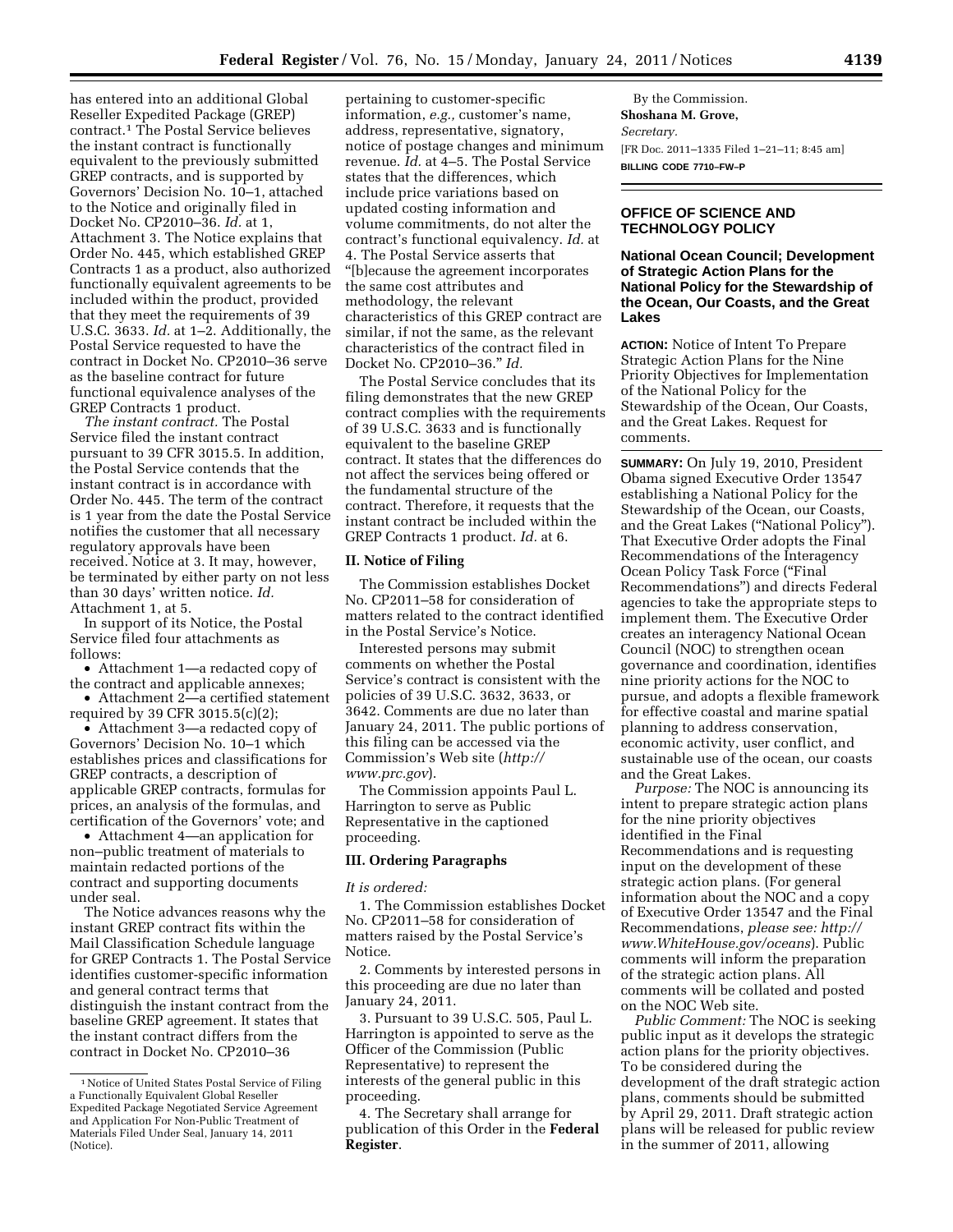has entered into an additional Global Reseller Expedited Package (GREP) contract.[1] The Postal Service believes the instant contract is functionally equivalent to the previously submitted GREP contracts, and is supported by Governors' Decision No. 10–1, attached to the Notice and originally filed in Docket No. CP2010–36. *Id.* at 1, Attachment 3. The Notice explains that Order No. 445, which established GREP Contracts 1 as a product, also authorized functionally equivalent agreements to be included within the product, provided that they meet the requirements of 39 U.S.C. 3633. *Id.* at 1–2. Additionally, the Postal Service requested to have the contract in Docket No. CP2010–36 serve as the baseline contract for future functional equivalence analyses of the GREP Contracts 1 product.

*The instant contract.* The Postal Service filed the instant contract pursuant to 39 CFR 3015.5. In addition, the Postal Service contends that the instant contract is in accordance with Order No. 445. The term of the contract is 1 year from the date the Postal Service notifies the customer that all necessary regulatory approvals have been received. Notice at 3. It may, however, be terminated by either party on not less than 30 days' written notice. *Id.* Attachment 1, at 5.

In support of its Notice, the Postal Service filed four attachments as follows:

- Attachment 1—a redacted copy of the contract and applicable annexes;
- Attachment 2—a certified statement required by 39 CFR 3015.5(c)(2);
- Attachment 3—a redacted copy of Governors' Decision No. 10–1 which establishes prices and classifications for GREP contracts, a description of applicable GREP contracts, formulas for prices, an analysis of the formulas, and certification of the Governors' vote; and
- Attachment 4—an application for non–public treatment of materials to maintain redacted portions of the contract and supporting documents under seal.

The Notice advances reasons why the instant GREP contract fits within the Mail Classification Schedule language for GREP Contracts 1. The Postal Service identifies customer-specific information and general contract terms that distinguish the instant contract from the baseline GREP agreement. It states that the instant contract differs from the contract in Docket No. CP2010–36 pertaining to customer-specific information, *e.g.,* customer's name, address, representative, signatory, notice of postage changes and minimum revenue. *Id.* at 4–5. The Postal Service states that the differences, which include price variations based on updated costing information and volume commitments, do not alter the contract's functional equivalency. *Id.* at 4. The Postal Service asserts that "[b]ecause the agreement incorporates the same cost attributes and methodology, the relevant characteristics of this GREP contract are similar, if not the same, as the relevant characteristics of the contract filed in Docket No. CP2010–36." *Id.*

The Postal Service concludes that its filing demonstrates that the new GREP contract complies with the requirements of 39 U.S.C. 3633 and is functionally equivalent to the baseline GREP contract. It states that the differences do not affect the services being offered or the fundamental structure of the contract. Therefore, it requests that the instant contract be included within the GREP Contracts 1 product. *Id.* at 6.

## II. Notice of Filing

The Commission establishes Docket No. CP2011–58 for consideration of matters related to the contract identified in the Postal Service's Notice.

Interested persons may submit comments on whether the Postal Service's contract is consistent with the policies of 39 U.S.C. 3632, 3633, or 3642. Comments are due no later than January 24, 2011. The public portions of this filing can be accessed via the Commission's Web site (*http://www.prc.gov*).

The Commission appoints Paul L. Harrington to serve as Public Representative in the captioned proceeding.

## III. Ordering Paragraphs

*It is ordered:*

1. The Commission establishes Docket No. CP2011–58 for consideration of matters raised by the Postal Service's Notice.

2. Comments by interested persons in this proceeding are due no later than January 24, 2011.

3. Pursuant to 39 U.S.C. 505, Paul L. Harrington is appointed to serve as the Officer of the Commission (Public Representative) to represent the interests of the general public in this proceeding.

4. The Secretary shall arrange for publication of this Order in the **Federal Register**.

By the Commission.

**Shoshana M. Grove,**

*Secretary.*

[FR Doc. 2011–1335 Filed 1–21–11; 8:45 am]

**BILLING CODE 7710–FW–P**

[1] Notice of United States Postal Service of Filing a Functionally Equivalent Global Reseller Expedited Package Negotiated Service Agreement and Application For Non-Public Treatment of Materials Filed Under Seal, January 14, 2011 (Notice).

---

# OFFICE OF SCIENCE AND TECHNOLOGY POLICY

## National Ocean Council; Development of Strategic Action Plans for the National Policy for the Stewardship of the Ocean, Our Coasts, and the Great Lakes

**ACTION:** Notice of Intent To Prepare Strategic Action Plans for the Nine Priority Objectives for Implementation of the National Policy for the Stewardship of the Ocean, Our Coasts, and the Great Lakes. Request for comments.

**SUMMARY:** On July 19, 2010, President Obama signed Executive Order 13547 establishing a National Policy for the Stewardship of the Ocean, our Coasts, and the Great Lakes ("National Policy"). That Executive Order adopts the Final Recommendations of the Interagency Ocean Policy Task Force ("Final Recommendations") and directs Federal agencies to take the appropriate steps to implement them. The Executive Order creates an interagency National Ocean Council (NOC) to strengthen ocean governance and coordination, identifies nine priority actions for the NOC to pursue, and adopts a flexible framework for effective coastal and marine spatial planning to address conservation, economic activity, user conflict, and sustainable use of the ocean, our coasts and the Great Lakes.

*Purpose:* The NOC is announcing its intent to prepare strategic action plans for the nine priority objectives identified in the Final Recommendations and is requesting input on the development of these strategic action plans. (For general information about the NOC and a copy of Executive Order 13547 and the Final Recommendations, *please see: http://www.WhiteHouse.gov/oceans*). Public comments will inform the preparation of the strategic action plans. All comments will be collated and posted on the NOC Web site.

*Public Comment:* The NOC is seeking public input as it develops the strategic action plans for the priority objectives. To be considered during the development of the draft strategic action plans, comments should be submitted by April 29, 2011. Draft strategic action plans will be released for public review in the summer of 2011, allowing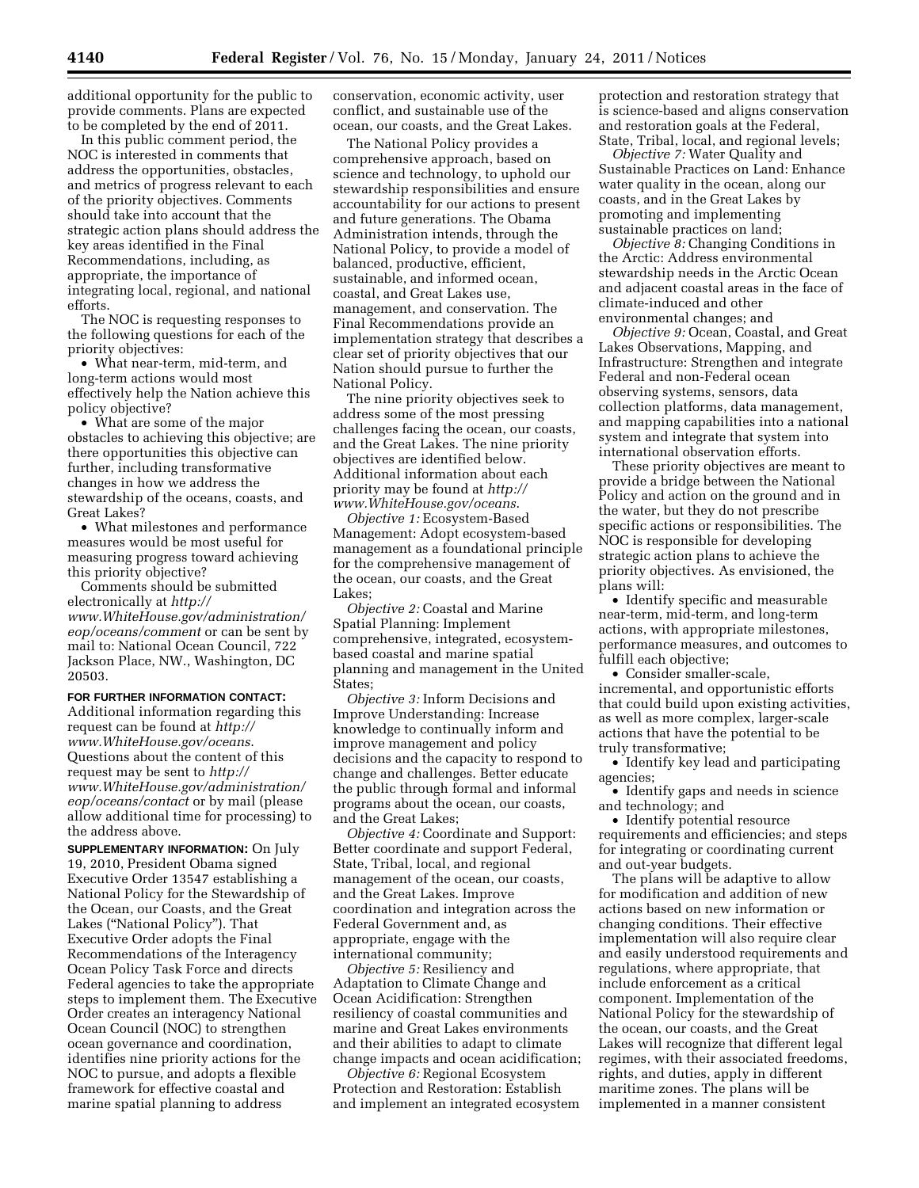additional opportunity for the public to provide comments. Plans are expected to be completed by the end of 2011.

In this public comment period, the NOC is interested in comments that address the opportunities, obstacles, and metrics of progress relevant to each of the priority objectives. Comments should take into account that the strategic action plans should address the key areas identified in the Final Recommendations, including, as appropriate, the importance of integrating local, regional, and national efforts.

The NOC is requesting responses to the following questions for each of the priority objectives:

- What near-term, mid-term, and long-term actions would most effectively help the Nation achieve this policy objective?
- What are some of the major obstacles to achieving this objective; are there opportunities this objective can further, including transformative changes in how we address the stewardship of the oceans, coasts, and Great Lakes?
- What milestones and performance measures would be most useful for measuring progress toward achieving this priority objective?

Comments should be submitted electronically at *http://www.WhiteHouse.gov/administration/eop/oceans/comment* or can be sent by mail to: National Ocean Council, 722 Jackson Place, NW., Washington, DC 20503.

**FOR FURTHER INFORMATION CONTACT:** Additional information regarding this request can be found at *http://www.WhiteHouse.gov/oceans*. Questions about the content of this request may be sent to *http://www.WhiteHouse.gov/administration/eop/oceans/contact* or by mail (please allow additional time for processing) to the address above.

**SUPPLEMENTARY INFORMATION:** On July 19, 2010, President Obama signed Executive Order 13547 establishing a National Policy for the Stewardship of the Ocean, our Coasts, and the Great Lakes ("National Policy"). That Executive Order adopts the Final Recommendations of the Interagency Ocean Policy Task Force and directs Federal agencies to take the appropriate steps to implement them. The Executive Order creates an interagency National Ocean Council (NOC) to strengthen ocean governance and coordination, identifies nine priority actions for the NOC to pursue, and adopts a flexible framework for effective coastal and marine spatial planning to address conservation, economic activity, user conflict, and sustainable use of the ocean, our coasts, and the Great Lakes.

The National Policy provides a comprehensive approach, based on science and technology, to uphold our stewardship responsibilities and ensure accountability for our actions to present and future generations. The Obama Administration intends, through the National Policy, to provide a model of balanced, productive, efficient, sustainable, and informed ocean, coastal, and Great Lakes use, management, and conservation. The Final Recommendations provide an implementation strategy that describes a clear set of priority objectives that our Nation should pursue to further the National Policy.

The nine priority objectives seek to address some of the most pressing challenges facing the ocean, our coasts, and the Great Lakes. The nine priority objectives are identified below. Additional information about each priority may be found at *http://www.WhiteHouse.gov/oceans*.

*Objective 1:* Ecosystem-Based Management: Adopt ecosystem-based management as a foundational principle for the comprehensive management of the ocean, our coasts, and the Great Lakes;

*Objective 2:* Coastal and Marine Spatial Planning: Implement comprehensive, integrated, ecosystem-based coastal and marine spatial planning and management in the United States;

*Objective 3:* Inform Decisions and Improve Understanding: Increase knowledge to continually inform and improve management and policy decisions and the capacity to respond to change and challenges. Better educate the public through formal and informal programs about the ocean, our coasts, and the Great Lakes;

*Objective 4:* Coordinate and Support: Better coordinate and support Federal, State, Tribal, local, and regional management of the ocean, our coasts, and the Great Lakes. Improve coordination and integration across the Federal Government and, as appropriate, engage with the international community;

*Objective 5:* Resiliency and Adaptation to Climate Change and Ocean Acidification: Strengthen resiliency of coastal communities and marine and Great Lakes environments and their abilities to adapt to climate change impacts and ocean acidification;

*Objective 6:* Regional Ecosystem Protection and Restoration: Establish and implement an integrated ecosystem protection and restoration strategy that is science-based and aligns conservation and restoration goals at the Federal, State, Tribal, local, and regional levels;

*Objective 7:* Water Quality and Sustainable Practices on Land: Enhance water quality in the ocean, along our coasts, and in the Great Lakes by promoting and implementing sustainable practices on land;

*Objective 8:* Changing Conditions in the Arctic: Address environmental stewardship needs in the Arctic Ocean and adjacent coastal areas in the face of climate-induced and other environmental changes; and

*Objective 9:* Ocean, Coastal, and Great Lakes Observations, Mapping, and Infrastructure: Strengthen and integrate Federal and non-Federal ocean observing systems, sensors, data collection platforms, data management, and mapping capabilities into a national system and integrate that system into international observation efforts.

These priority objectives are meant to provide a bridge between the National Policy and action on the ground and in the water, but they do not prescribe specific actions or responsibilities. The NOC is responsible for developing strategic action plans to achieve the priority objectives. As envisioned, the plans will:

- Identify specific and measurable near-term, mid-term, and long-term actions, with appropriate milestones, performance measures, and outcomes to fulfill each objective;
- Consider smaller-scale, incremental, and opportunistic efforts that could build upon existing activities, as well as more complex, larger-scale actions that have the potential to be truly transformative;
- Identify key lead and participating agencies;
- Identify gaps and needs in science and technology; and
- Identify potential resource requirements and efficiencies; and steps for integrating or coordinating current and out-year budgets.

The plans will be adaptive to allow for modification and addition of new actions based on new information or changing conditions. Their effective implementation will also require clear and easily understood requirements and regulations, where appropriate, that include enforcement as a critical component. Implementation of the National Policy for the stewardship of the ocean, our coasts, and the Great Lakes will recognize that different legal regimes, with their associated freedoms, rights, and duties, apply in different maritime zones. The plans will be implemented in a manner consistent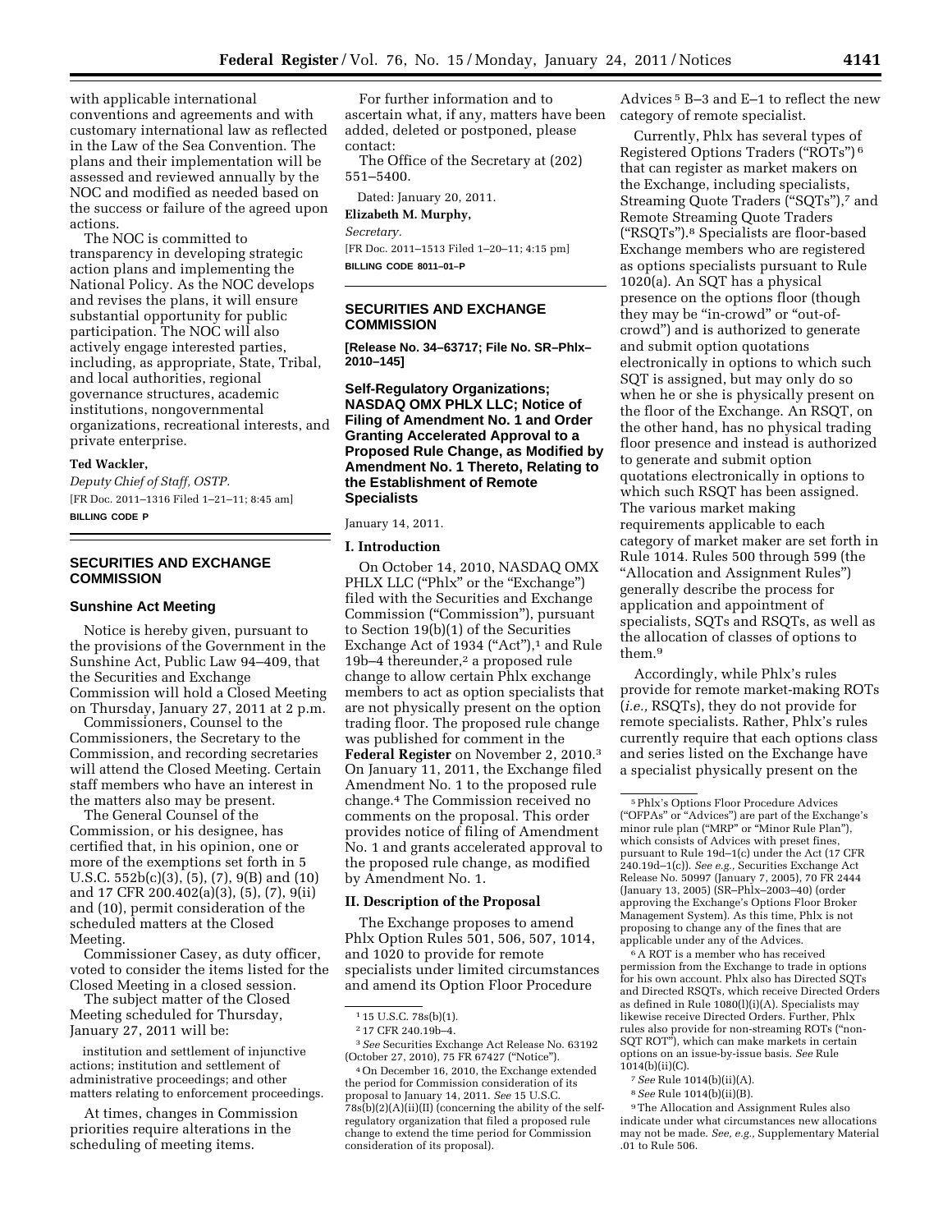with applicable international conventions and agreements and with customary international law as reflected in the Law of the Sea Convention. The plans and their implementation will be assessed and reviewed annually by the NOC and modified as needed based on the success or failure of the agreed upon actions.

The NOC is committed to transparency in developing strategic action plans and implementing the National Policy. As the NOC develops and revises the plans, it will ensure substantial opportunity for public participation. The NOC will also actively engage interested parties, including, as appropriate, State, Tribal, and local authorities, regional governance structures, academic institutions, nongovernmental organizations, recreational interests, and private enterprise.

**Ted Wackler,**

*Deputy Chief of Staff, OSTP.*

[FR Doc. 2011–1316 Filed 1–21–11; 8:45 am]

**BILLING CODE P**

## SECURITIES AND EXCHANGE COMMISSION

### Sunshine Act Meeting

Notice is hereby given, pursuant to the provisions of the Government in the Sunshine Act, Public Law 94–409, that the Securities and Exchange Commission will hold a Closed Meeting on Thursday, January 27, 2011 at 2 p.m.

Commissioners, Counsel to the Commissioners, the Secretary to the Commission, and recording secretaries will attend the Closed Meeting. Certain staff members who have an interest in the matters also may be present.

The General Counsel of the Commission, or his designee, has certified that, in his opinion, one or more of the exemptions set forth in 5 U.S.C. 552b(c)(3), (5), (7), 9(B) and (10) and 17 CFR 200.402(a)(3), (5), (7), 9(ii) and (10), permit consideration of the scheduled matters at the Closed Meeting.

Commissioner Casey, as duty officer, voted to consider the items listed for the Closed Meeting in a closed session.

The subject matter of the Closed Meeting scheduled for Thursday, January 27, 2011 will be:

institution and settlement of injunctive actions; institution and settlement of administrative proceedings; and other matters relating to enforcement proceedings.

At times, changes in Commission priorities require alterations in the scheduling of meeting items.

For further information and to ascertain what, if any, matters have been added, deleted or postponed, please contact:

The Office of the Secretary at (202) 551–5400.

Dated: January 20, 2011.

**Elizabeth M. Murphy,**

*Secretary.*

[FR Doc. 2011–1513 Filed 1–20–11; 4:15 pm]

**BILLING CODE 8011–01–P**

## SECURITIES AND EXCHANGE COMMISSION

**[Release No. 34–63717; File No. SR–Phlx–2010–145]**

### Self-Regulatory Organizations; NASDAQ OMX PHLX LLC; Notice of Filing of Amendment No. 1 and Order Granting Accelerated Approval to a Proposed Rule Change, as Modified by Amendment No. 1 Thereto, Relating to the Establishment of Remote Specialists

January 14, 2011.

#### I. Introduction

On October 14, 2010, NASDAQ OMX PHLX LLC ("Phlx" or the "Exchange") filed with the Securities and Exchange Commission ("Commission"), pursuant to Section 19(b)(1) of the Securities Exchange Act of 1934 ("Act"),[1] and Rule 19b–4 thereunder,[2] a proposed rule change to allow certain Phlx exchange members to act as option specialists that are not physically present on the option trading floor. The proposed rule change was published for comment in the **Federal Register** on November 2, 2010.[3] On January 11, 2011, the Exchange filed Amendment No. 1 to the proposed rule change.[4] The Commission received no comments on the proposal. This order provides notice of filing of Amendment No. 1 and grants accelerated approval to the proposed rule change, as modified by Amendment No. 1.

#### II. Description of the Proposal

The Exchange proposes to amend Phlx Option Rules 501, 506, 507, 1014, and 1020 to provide for remote specialists under limited circumstances and amend its Option Floor Procedure Advices[5] B–3 and E–1 to reflect the new category of remote specialist.

Currently, Phlx has several types of Registered Options Traders ("ROTs")[6] that can register as market makers on the Exchange, including specialists, Streaming Quote Traders ("SQTs"),[7] and Remote Streaming Quote Traders ("RSQTs").[8] Specialists are floor-based Exchange members who are registered as options specialists pursuant to Rule 1020(a). An SQT has a physical presence on the options floor (though they may be "in-crowd" or "out-of-crowd") and is authorized to generate and submit option quotations electronically in options to which such SQT is assigned, but may only do so when he or she is physically present on the floor of the Exchange. An RSQT, on the other hand, has no physical trading floor presence and instead is authorized to generate and submit option quotations electronically in options to which such RSQT has been assigned. The various market making requirements applicable to each category of market maker are set forth in Rule 1014. Rules 500 through 599 (the "Allocation and Assignment Rules") generally describe the process for application and appointment of specialists, SQTs and RSQTs, as well as the allocation of classes of options to them.[9]

Accordingly, while Phlx's rules provide for remote market-making ROTs (*i.e.,* RSQTs), they do not provide for remote specialists. Rather, Phlx's rules currently require that each options class and series listed on the Exchange have a specialist physically present on the

---

[1] 15 U.S.C. 78s(b)(1).

[2] 17 CFR 240.19b–4.

[3] *See* Securities Exchange Act Release No. 63192 (October 27, 2010), 75 FR 67427 ("Notice").

[4] On December 16, 2010, the Exchange extended the period for Commission consideration of its proposal to January 14, 2011. *See* 15 U.S.C. 78s(b)(2)(A)(ii)(II) (concerning the ability of the self-regulatory organization that filed a proposed rule change to extend the time period for Commission consideration of its proposal).

[5] Phlx's Options Floor Procedure Advices ("OFPAs" or "Advices") are part of the Exchange's minor rule plan ("MRP" or "Minor Rule Plan"), which consists of Advices with preset fines, pursuant to Rule 19d–1(c) under the Act (17 CFR 240.19d–1(c)). *See e.g.,* Securities Exchange Act Release No. 50997 (January 7, 2005), 70 FR 2444 (January 13, 2005) (SR–Phlx–2003–40) (order approving the Exchange's Options Floor Broker Management System). As this time, Phlx is not proposing to change any of the fines that are applicable under any of the Advices.

[6] A ROT is a member who has received permission from the Exchange to trade in options for his own account. Phlx also has Directed SQTs and Directed RSQTs, which receive Directed Orders as defined in Rule 1080(l)(i)(A). Specialists may likewise receive Directed Orders. Further, Phlx rules also provide for non-streaming ROTs ("non-SQT ROT"), which can make markets in certain options on an issue-by-issue basis. *See* Rule 1014(b)(ii)(C).

[7] *See* Rule 1014(b)(ii)(A).

[8] *See* Rule 1014(b)(ii)(B).

[9] The Allocation and Assignment Rules also indicate under what circumstances new allocations may not be made. *See, e.g.,* Supplementary Material .01 to Rule 506.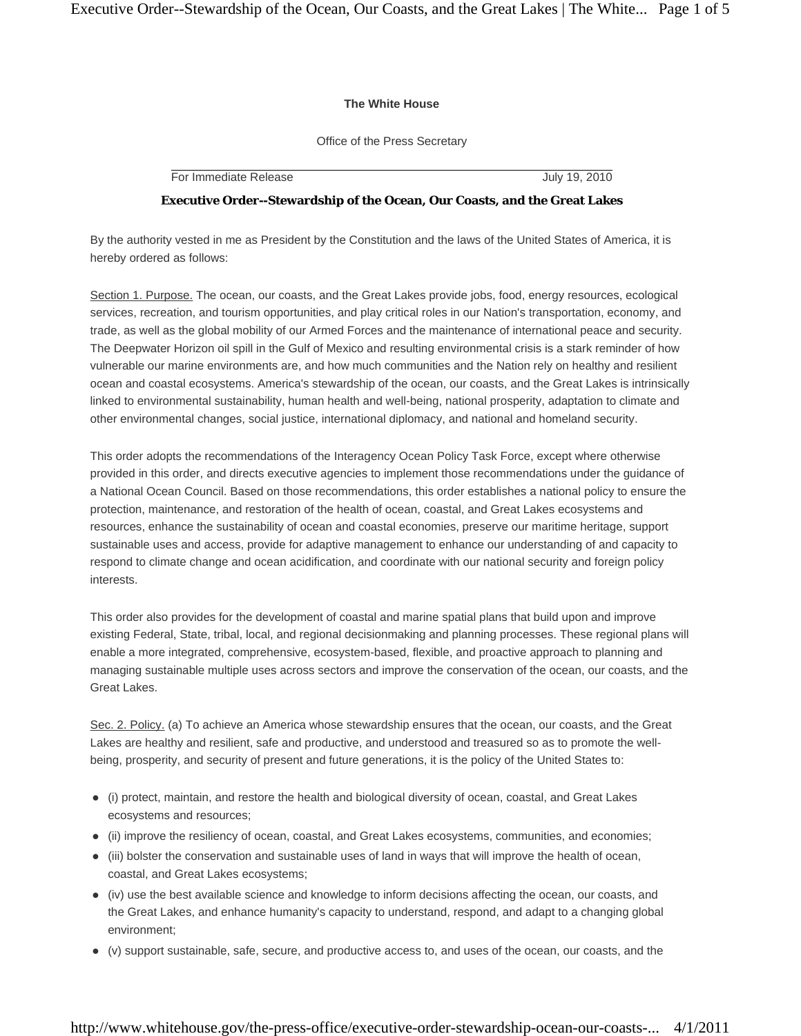**The White House**

Office of the Press Secretary

For Immediate Release July 19, 2010

**Executive Order--Stewardship of the Ocean, Our Coasts, and the Great Lakes**

By the authority vested in me as President by the Constitution and the laws of the United States of America, it is hereby ordered as follows:

Section 1. Purpose. The ocean, our coasts, and the Great Lakes provide jobs, food, energy resources, ecological services, recreation, and tourism opportunities, and play critical roles in our Nation's transportation, economy, and trade, as well as the global mobility of our Armed Forces and the maintenance of international peace and security. The Deepwater Horizon oil spill in the Gulf of Mexico and resulting environmental crisis is a stark reminder of how vulnerable our marine environments are, and how much communities and the Nation rely on healthy and resilient ocean and coastal ecosystems. America's stewardship of the ocean, our coasts, and the Great Lakes is intrinsically linked to environmental sustainability, human health and well-being, national prosperity, adaptation to climate and other environmental changes, social justice, international diplomacy, and national and homeland security.

This order adopts the recommendations of the Interagency Ocean Policy Task Force, except where otherwise provided in this order, and directs executive agencies to implement those recommendations under the guidance of a National Ocean Council. Based on those recommendations, this order establishes a national policy to ensure the protection, maintenance, and restoration of the health of ocean, coastal, and Great Lakes ecosystems and resources, enhance the sustainability of ocean and coastal economies, preserve our maritime heritage, support sustainable uses and access, provide for adaptive management to enhance our understanding of and capacity to respond to climate change and ocean acidification, and coordinate with our national security and foreign policy interests.

This order also provides for the development of coastal and marine spatial plans that build upon and improve existing Federal, State, tribal, local, and regional decisionmaking and planning processes. These regional plans will enable a more integrated, comprehensive, ecosystem-based, flexible, and proactive approach to planning and managing sustainable multiple uses across sectors and improve the conservation of the ocean, our coasts, and the Great Lakes.

Sec. 2. Policy. (a) To achieve an America whose stewardship ensures that the ocean, our coasts, and the Great Lakes are healthy and resilient, safe and productive, and understood and treasured so as to promote the well-being, prosperity, and security of present and future generations, it is the policy of the United States to:

- (i) protect, maintain, and restore the health and biological diversity of ocean, coastal, and Great Lakes ecosystems and resources;
- (ii) improve the resiliency of ocean, coastal, and Great Lakes ecosystems, communities, and economies;
- (iii) bolster the conservation and sustainable uses of land in ways that will improve the health of ocean, coastal, and Great Lakes ecosystems;
- (iv) use the best available science and knowledge to inform decisions affecting the ocean, our coasts, and the Great Lakes, and enhance humanity's capacity to understand, respond, and adapt to a changing global environment;
- (v) support sustainable, safe, secure, and productive access to, and uses of the ocean, our coasts, and the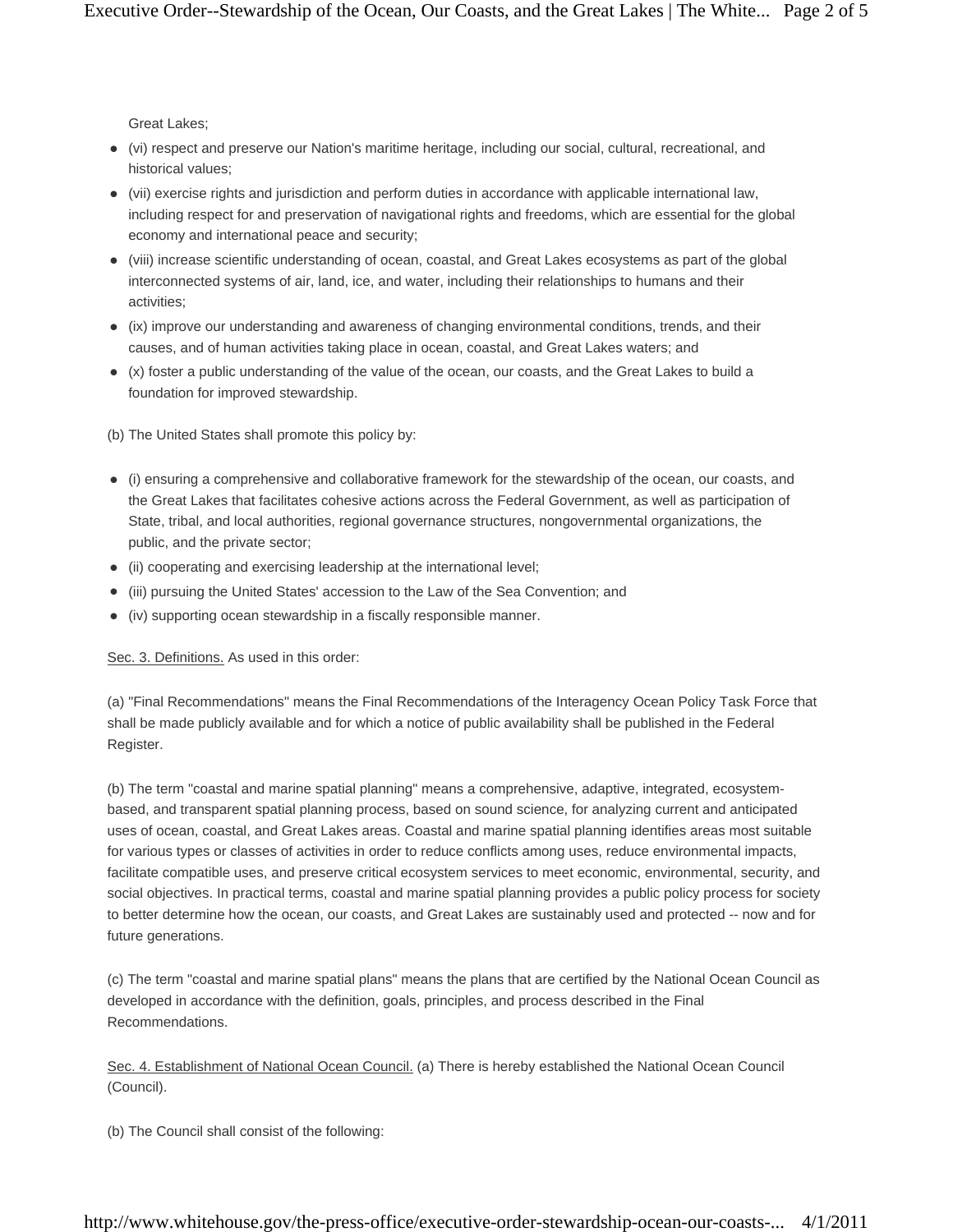Great Lakes;

- (vi) respect and preserve our Nation's maritime heritage, including our social, cultural, recreational, and historical values;
- (vii) exercise rights and jurisdiction and perform duties in accordance with applicable international law, including respect for and preservation of navigational rights and freedoms, which are essential for the global economy and international peace and security;
- (viii) increase scientific understanding of ocean, coastal, and Great Lakes ecosystems as part of the global interconnected systems of air, land, ice, and water, including their relationships to humans and their activities;
- (ix) improve our understanding and awareness of changing environmental conditions, trends, and their causes, and of human activities taking place in ocean, coastal, and Great Lakes waters; and
- (x) foster a public understanding of the value of the ocean, our coasts, and the Great Lakes to build a foundation for improved stewardship.

(b) The United States shall promote this policy by:

- (i) ensuring a comprehensive and collaborative framework for the stewardship of the ocean, our coasts, and the Great Lakes that facilitates cohesive actions across the Federal Government, as well as participation of State, tribal, and local authorities, regional governance structures, nongovernmental organizations, the public, and the private sector;
- (ii) cooperating and exercising leadership at the international level;
- (iii) pursuing the United States' accession to the Law of the Sea Convention; and
- (iv) supporting ocean stewardship in a fiscally responsible manner.

Sec. 3. Definitions. As used in this order:

(a) "Final Recommendations" means the Final Recommendations of the Interagency Ocean Policy Task Force that shall be made publicly available and for which a notice of public availability shall be published in the Federal Register.

(b) The term "coastal and marine spatial planning" means a comprehensive, adaptive, integrated, ecosystem-based, and transparent spatial planning process, based on sound science, for analyzing current and anticipated uses of ocean, coastal, and Great Lakes areas. Coastal and marine spatial planning identifies areas most suitable for various types or classes of activities in order to reduce conflicts among uses, reduce environmental impacts, facilitate compatible uses, and preserve critical ecosystem services to meet economic, environmental, security, and social objectives. In practical terms, coastal and marine spatial planning provides a public policy process for society to better determine how the ocean, our coasts, and Great Lakes are sustainably used and protected -- now and for future generations.

(c) The term "coastal and marine spatial plans" means the plans that are certified by the National Ocean Council as developed in accordance with the definition, goals, principles, and process described in the Final Recommendations.

Sec. 4. Establishment of National Ocean Council. (a) There is hereby established the National Ocean Council (Council).

(b) The Council shall consist of the following: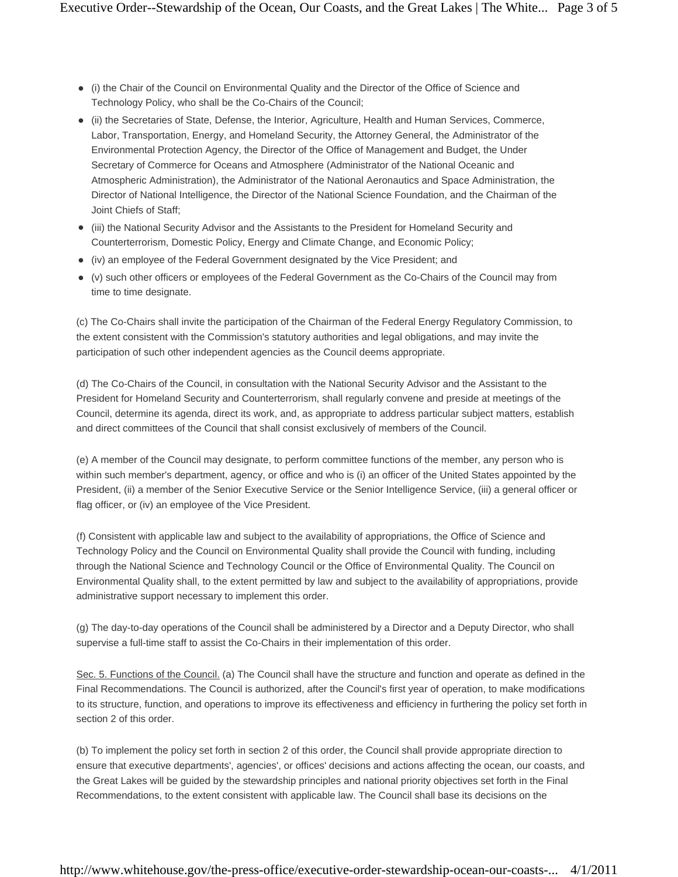- (i) the Chair of the Council on Environmental Quality and the Director of the Office of Science and Technology Policy, who shall be the Co-Chairs of the Council;
- (ii) the Secretaries of State, Defense, the Interior, Agriculture, Health and Human Services, Commerce, Labor, Transportation, Energy, and Homeland Security, the Attorney General, the Administrator of the Environmental Protection Agency, the Director of the Office of Management and Budget, the Under Secretary of Commerce for Oceans and Atmosphere (Administrator of the National Oceanic and Atmospheric Administration), the Administrator of the National Aeronautics and Space Administration, the Director of National Intelligence, the Director of the National Science Foundation, and the Chairman of the Joint Chiefs of Staff;
- (iii) the National Security Advisor and the Assistants to the President for Homeland Security and Counterterrorism, Domestic Policy, Energy and Climate Change, and Economic Policy;
- (iv) an employee of the Federal Government designated by the Vice President; and
- (v) such other officers or employees of the Federal Government as the Co-Chairs of the Council may from time to time designate.

(c) The Co-Chairs shall invite the participation of the Chairman of the Federal Energy Regulatory Commission, to the extent consistent with the Commission's statutory authorities and legal obligations, and may invite the participation of such other independent agencies as the Council deems appropriate.

(d) The Co-Chairs of the Council, in consultation with the National Security Advisor and the Assistant to the President for Homeland Security and Counterterrorism, shall regularly convene and preside at meetings of the Council, determine its agenda, direct its work, and, as appropriate to address particular subject matters, establish and direct committees of the Council that shall consist exclusively of members of the Council.

(e) A member of the Council may designate, to perform committee functions of the member, any person who is within such member's department, agency, or office and who is (i) an officer of the United States appointed by the President, (ii) a member of the Senior Executive Service or the Senior Intelligence Service, (iii) a general officer or flag officer, or (iv) an employee of the Vice President.

(f) Consistent with applicable law and subject to the availability of appropriations, the Office of Science and Technology Policy and the Council on Environmental Quality shall provide the Council with funding, including through the National Science and Technology Council or the Office of Environmental Quality. The Council on Environmental Quality shall, to the extent permitted by law and subject to the availability of appropriations, provide administrative support necessary to implement this order.

(g) The day-to-day operations of the Council shall be administered by a Director and a Deputy Director, who shall supervise a full-time staff to assist the Co-Chairs in their implementation of this order.

Sec. 5. Functions of the Council. (a) The Council shall have the structure and function and operate as defined in the Final Recommendations. The Council is authorized, after the Council's first year of operation, to make modifications to its structure, function, and operations to improve its effectiveness and efficiency in furthering the policy set forth in section 2 of this order.

(b) To implement the policy set forth in section 2 of this order, the Council shall provide appropriate direction to ensure that executive departments', agencies', or offices' decisions and actions affecting the ocean, our coasts, and the Great Lakes will be guided by the stewardship principles and national priority objectives set forth in the Final Recommendations, to the extent consistent with applicable law. The Council shall base its decisions on the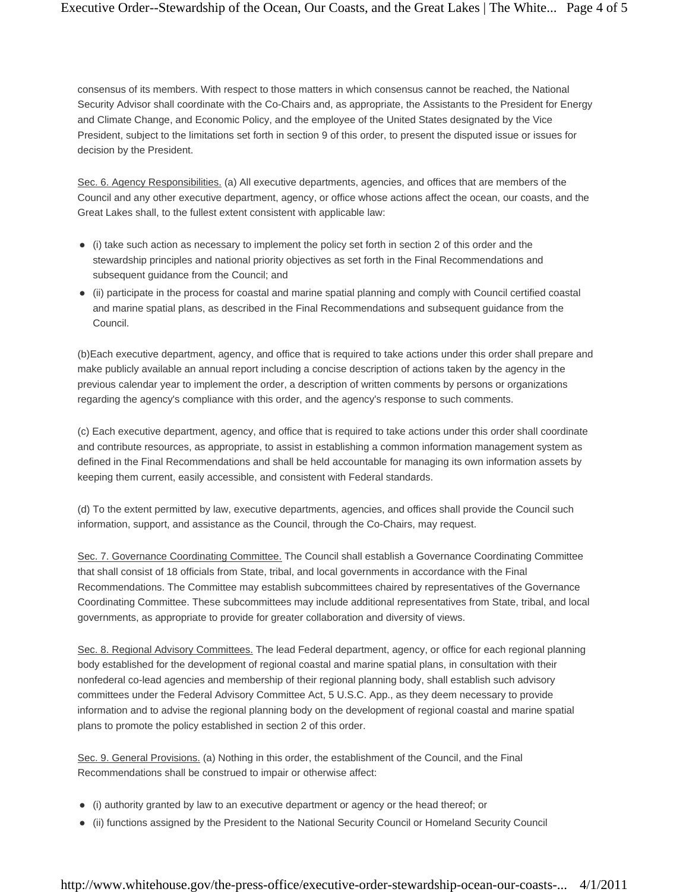consensus of its members. With respect to those matters in which consensus cannot be reached, the National Security Advisor shall coordinate with the Co-Chairs and, as appropriate, the Assistants to the President for Energy and Climate Change, and Economic Policy, and the employee of the United States designated by the Vice President, subject to the limitations set forth in section 9 of this order, to present the disputed issue or issues for decision by the President.

Sec. 6. Agency Responsibilities. (a) All executive departments, agencies, and offices that are members of the Council and any other executive department, agency, or office whose actions affect the ocean, our coasts, and the Great Lakes shall, to the fullest extent consistent with applicable law:

- (i) take such action as necessary to implement the policy set forth in section 2 of this order and the stewardship principles and national priority objectives as set forth in the Final Recommendations and subsequent guidance from the Council; and
- (ii) participate in the process for coastal and marine spatial planning and comply with Council certified coastal and marine spatial plans, as described in the Final Recommendations and subsequent guidance from the Council.

(b)Each executive department, agency, and office that is required to take actions under this order shall prepare and make publicly available an annual report including a concise description of actions taken by the agency in the previous calendar year to implement the order, a description of written comments by persons or organizations regarding the agency's compliance with this order, and the agency's response to such comments.

(c) Each executive department, agency, and office that is required to take actions under this order shall coordinate and contribute resources, as appropriate, to assist in establishing a common information management system as defined in the Final Recommendations and shall be held accountable for managing its own information assets by keeping them current, easily accessible, and consistent with Federal standards.

(d) To the extent permitted by law, executive departments, agencies, and offices shall provide the Council such information, support, and assistance as the Council, through the Co-Chairs, may request.

Sec. 7. Governance Coordinating Committee. The Council shall establish a Governance Coordinating Committee that shall consist of 18 officials from State, tribal, and local governments in accordance with the Final Recommendations. The Committee may establish subcommittees chaired by representatives of the Governance Coordinating Committee. These subcommittees may include additional representatives from State, tribal, and local governments, as appropriate to provide for greater collaboration and diversity of views.

Sec. 8. Regional Advisory Committees. The lead Federal department, agency, or office for each regional planning body established for the development of regional coastal and marine spatial plans, in consultation with their nonfederal co-lead agencies and membership of their regional planning body, shall establish such advisory committees under the Federal Advisory Committee Act, 5 U.S.C. App., as they deem necessary to provide information and to advise the regional planning body on the development of regional coastal and marine spatial plans to promote the policy established in section 2 of this order.

Sec. 9. General Provisions. (a) Nothing in this order, the establishment of the Council, and the Final Recommendations shall be construed to impair or otherwise affect:

- (i) authority granted by law to an executive department or agency or the head thereof; or
- (ii) functions assigned by the President to the National Security Council or Homeland Security Council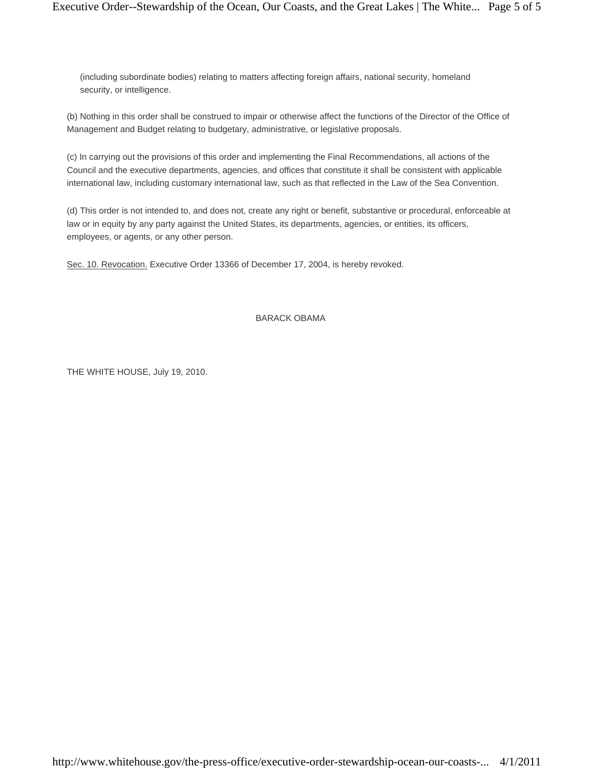(including subordinate bodies) relating to matters affecting foreign affairs, national security, homeland security, or intelligence.

(b) Nothing in this order shall be construed to impair or otherwise affect the functions of the Director of the Office of Management and Budget relating to budgetary, administrative, or legislative proposals.

(c) In carrying out the provisions of this order and implementing the Final Recommendations, all actions of the Council and the executive departments, agencies, and offices that constitute it shall be consistent with applicable international law, including customary international law, such as that reflected in the Law of the Sea Convention.

(d) This order is not intended to, and does not, create any right or benefit, substantive or procedural, enforceable at law or in equity by any party against the United States, its departments, agencies, or entities, its officers, employees, or agents, or any other person.

Sec. 10. Revocation. Executive Order 13366 of December 17, 2004, is hereby revoked.

BARACK OBAMA

THE WHITE HOUSE, July 19, 2010.